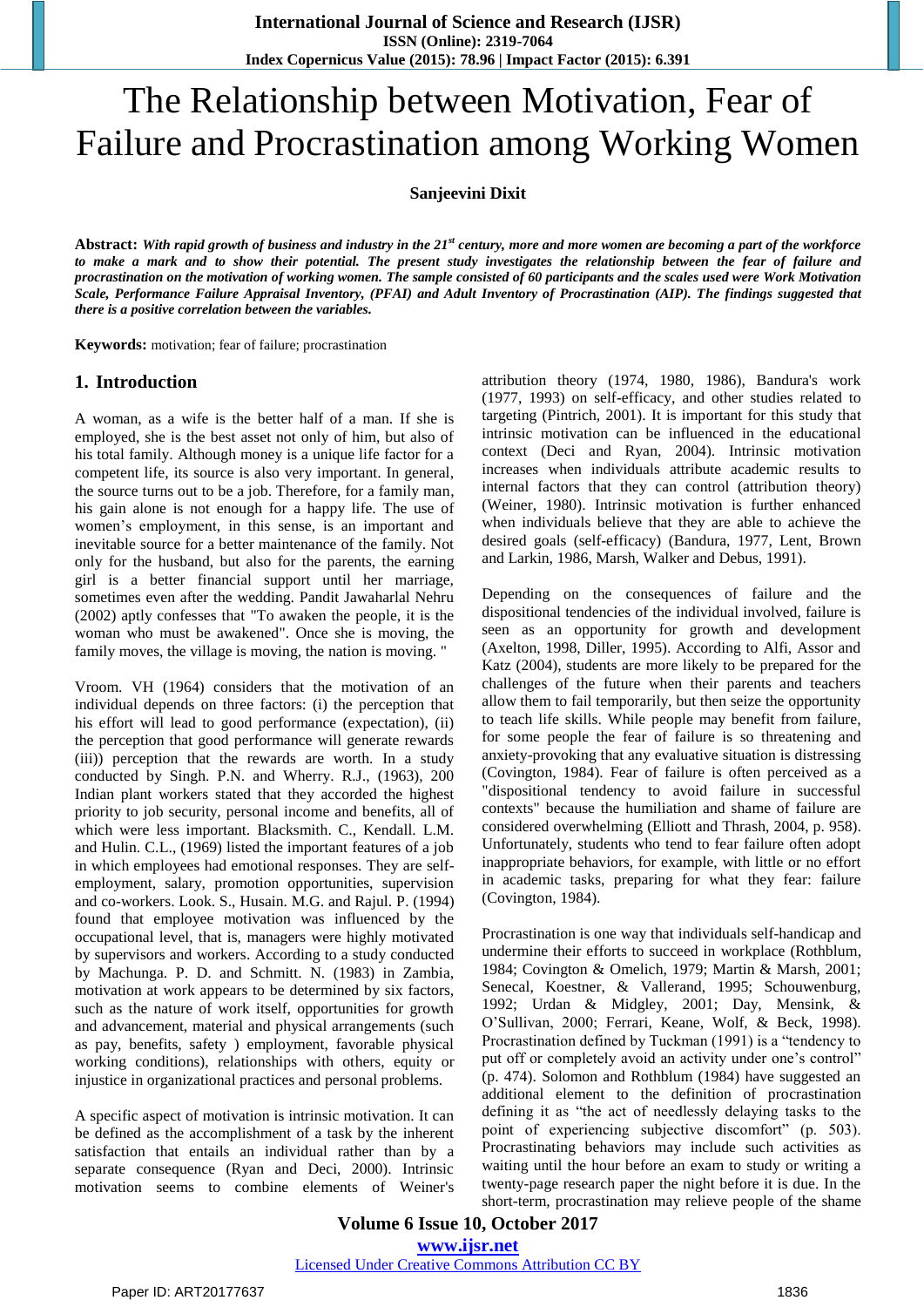# The Relationship between Motivation, Fear of Failure and Procrastination among Working Women

**Sanjeevini Dixit**

**Abstract:** ***With rapid growth of business and industry in the 21st century, more and more women are becoming a part of the workforce to make a mark and to show their potential. The present study investigates the relationship between the fear of failure and procrastination on the motivation of working women. The sample consisted of 60 participants and the scales used were Work Motivation Scale, Performance Failure Appraisal Inventory, (PFAI) and Adult Inventory of Procrastination (AIP). The findings suggested that there is a positive correlation between the variables.***

**Keywords:** motivation; fear of failure; procrastination

## 1. Introduction

A woman, as a wife is the better half of a man. If she is employed, she is the best asset not only of him, but also of his total family. Although money is a unique life factor for a competent life, its source is also very important. In general, the source turns out to be a job. Therefore, for a family man, his gain alone is not enough for a happy life. The use of women's employment, in this sense, is an important and inevitable source for a better maintenance of the family. Not only for the husband, but also for the parents, the earning girl is a better financial support until her marriage, sometimes even after the wedding. Pandit Jawaharlal Nehru (2002) aptly confesses that "To awaken the people, it is the woman who must be awakened". Once she is moving, the family moves, the village is moving, the nation is moving. "

Vroom. VH (1964) considers that the motivation of an individual depends on three factors: (i) the perception that his effort will lead to good performance (expectation), (ii) the perception that good performance will generate rewards (iii)) perception that the rewards are worth. In a study conducted by Singh. P.N. and Wherry. R.J., (1963), 200 Indian plant workers stated that they accorded the highest priority to job security, personal income and benefits, all of which were less important. Blacksmith. C., Kendall. L.M. and Hulin. C.L., (1969) listed the important features of a job in which employees had emotional responses. They are self-employment, salary, promotion opportunities, supervision and co-workers. Look. S., Husain. M.G. and Rajul. P. (1994) found that employee motivation was influenced by the occupational level, that is, managers were highly motivated by supervisors and workers. According to a study conducted by Machunga. P. D. and Schmitt. N. (1983) in Zambia, motivation at work appears to be determined by six factors, such as the nature of work itself, opportunities for growth and advancement, material and physical arrangements (such as pay, benefits, safety ) employment, favorable physical working conditions), relationships with others, equity or injustice in organizational practices and personal problems.

A specific aspect of motivation is intrinsic motivation. It can be defined as the accomplishment of a task by the inherent satisfaction that entails an individual rather than by a separate consequence (Ryan and Deci, 2000). Intrinsic motivation seems to combine elements of Weiner's attribution theory (1974, 1980, 1986), Bandura's work (1977, 1993) on self-efficacy, and other studies related to targeting (Pintrich, 2001). It is important for this study that intrinsic motivation can be influenced in the educational context (Deci and Ryan, 2004). Intrinsic motivation increases when individuals attribute academic results to internal factors that they can control (attribution theory) (Weiner, 1980). Intrinsic motivation is further enhanced when individuals believe that they are able to achieve the desired goals (self-efficacy) (Bandura, 1977, Lent, Brown and Larkin, 1986, Marsh, Walker and Debus, 1991).

Depending on the consequences of failure and the dispositional tendencies of the individual involved, failure is seen as an opportunity for growth and development (Axelton, 1998, Diller, 1995). According to Alfi, Assor and Katz (2004), students are more likely to be prepared for the challenges of the future when their parents and teachers allow them to fail temporarily, but then seize the opportunity to teach life skills. While people may benefit from failure, for some people the fear of failure is so threatening and anxiety-provoking that any evaluative situation is distressing (Covington, 1984). Fear of failure is often perceived as a "dispositional tendency to avoid failure in successful contexts" because the humiliation and shame of failure are considered overwhelming (Elliott and Thrash, 2004, p. 958). Unfortunately, students who tend to fear failure often adopt inappropriate behaviors, for example, with little or no effort in academic tasks, preparing for what they fear: failure (Covington, 1984).

Procrastination is one way that individuals self-handicap and undermine their efforts to succeed in workplace (Rothblum, 1984; Covington & Omelich, 1979; Martin & Marsh, 2001; Senecal, Koestner, & Vallerand, 1995; Schouwenburg, 1992; Urdan & Midgley, 2001; Day, Mensink, & O'Sullivan, 2000; Ferrari, Keane, Wolf, & Beck, 1998). Procrastination defined by Tuckman (1991) is a "tendency to put off or completely avoid an activity under one's control" (p. 474). Solomon and Rothblum (1984) have suggested an additional element to the definition of procrastination defining it as "the act of needlessly delaying tasks to the point of experiencing subjective discomfort" (p. 503). Procrastinating behaviors may include such activities as waiting until the hour before an exam to study or writing a twenty-page research paper the night before it is due. In the short-term, procrastination may relieve people of the shame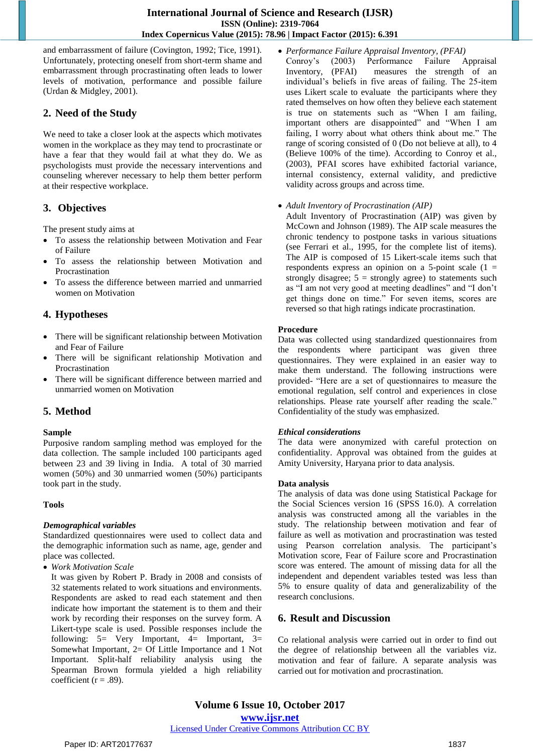and embarrassment of failure (Covington, 1992; Tice, 1991). Unfortunately, protecting oneself from short-term shame and embarrassment through procrastinating often leads to lower levels of motivation, performance and possible failure (Urdan & Midgley, 2001).

## 2. Need of the Study

We need to take a closer look at the aspects which motivates women in the workplace as they may tend to procrastinate or have a fear that they would fail at what they do. We as psychologists must provide the necessary interventions and counseling wherever necessary to help them better perform at their respective workplace.

## 3. Objectives

The present study aims at

- To assess the relationship between Motivation and Fear of Failure
- To assess the relationship between Motivation and Procrastination
- To assess the difference between married and unmarried women on Motivation

## 4. Hypotheses

- There will be significant relationship between Motivation and Fear of Failure
- There will be significant relationship Motivation and Procrastination
- There will be significant difference between married and unmarried women on Motivation

## 5. Method

### Sample

Purposive random sampling method was employed for the data collection. The sample included 100 participants aged between 23 and 39 living in India. A total of 30 married women (50%) and 30 unmarried women (50%) participants took part in the study.

### Tools

***Demographical variables***

Standardized questionnaires were used to collect data and the demographic information such as name, age, gender and place was collected.

- *Work Motivation Scale*

  It was given by Robert P. Brady in 2008 and consists of 32 statements related to work situations and environments. Respondents are asked to read each statement and then indicate how important the statement is to them and their work by recording their responses on the survey form. A Likert-type scale is used. Possible responses include the following: 5= Very Important, 4= Important, 3= Somewhat Important, 2= Of Little Importance and 1 Not Important. Split-half reliability analysis using the Spearman Brown formula yielded a high reliability coefficient (r = .89).

- *Performance Failure Appraisal Inventory, (PFAI)*

  Conroy's (2003) Performance Failure Appraisal Inventory, (PFAI) measures the strength of an individual's beliefs in five areas of failing. The 25-item uses Likert scale to evaluate the participants where they rated themselves on how often they believe each statement is true on statements such as "When I am failing, important others are disappointed" and "When I am failing, I worry about what others think about me." The range of scoring consisted of 0 (Do not believe at all), to 4 (Believe 100% of the time). According to Conroy et al., (2003), PFAI scores have exhibited factorial variance, internal consistency, external validity, and predictive validity across groups and across time.

- *Adult Inventory of Procrastination (AIP)*

  Adult Inventory of Procrastination (AIP) was given by McCown and Johnson (1989). The AIP scale measures the chronic tendency to postpone tasks in various situations (see Ferrari et al., 1995, for the complete list of items). The AIP is composed of 15 Likert-scale items such that respondents express an opinion on a 5-point scale (1 = strongly disagree; 5 = strongly agree) to statements such as "I am not very good at meeting deadlines" and "I don't get things done on time." For seven items, scores are reversed so that high ratings indicate procrastination.

### Procedure

Data was collected using standardized questionnaires from the respondents where participant was given three questionnaires. They were explained in an easier way to make them understand. The following instructions were provided- "Here are a set of questionnaires to measure the emotional regulation, self control and experiences in close relationships. Please rate yourself after reading the scale." Confidentiality of the study was emphasized.

***Ethical considerations***

The data were anonymized with careful protection on confidentiality. Approval was obtained from the guides at Amity University, Haryana prior to data analysis.

### Data analysis

The analysis of data was done using Statistical Package for the Social Sciences version 16 (SPSS 16.0). A correlation analysis was constructed among all the variables in the study. The relationship between motivation and fear of failure as well as motivation and procrastination was tested using Pearson correlation analysis. The participant's Motivation score, Fear of Failure score and Procrastination score was entered. The amount of missing data for all the independent and dependent variables tested was less than 5% to ensure quality of data and generalizability of the research conclusions.

## 6. Result and Discussion

Co relational analysis were carried out in order to find out the degree of relationship between all the variables viz. motivation and fear of failure. A separate analysis was carried out for motivation and procrastination.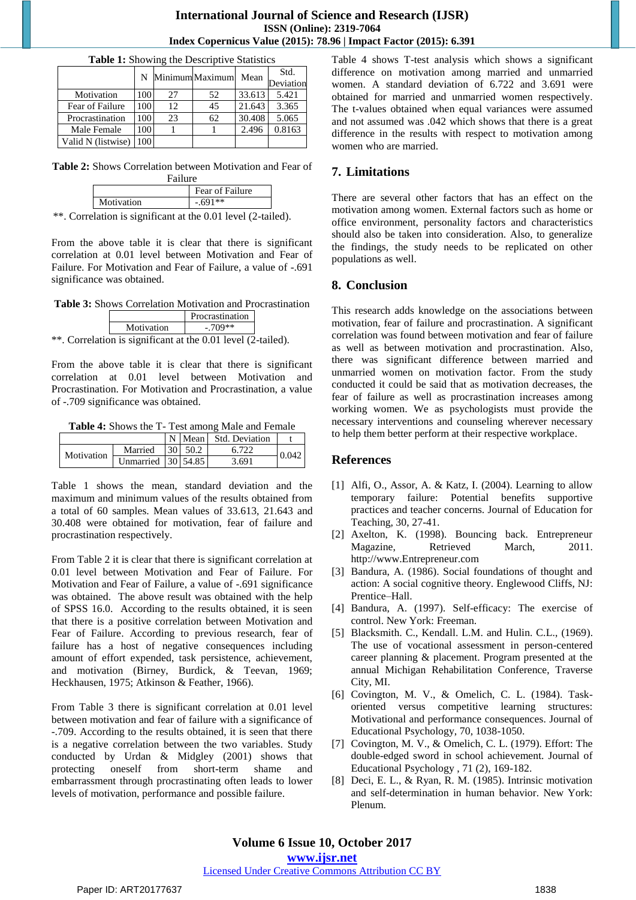**Table 1:** Showing the Descriptive Statistics

| | N | Minimum | Maximum | Mean | Std. Deviation |
|---|---|---|---|---|---|
| Motivation | 100 | 27 | 52 | 33.613 | 5.421 |
| Fear of Failure | 100 | 12 | 45 | 21.643 | 3.365 |
| Procrastination | 100 | 23 | 62 | 30.408 | 5.065 |
| Male Female | 100 | 1 | 1 | 2.496 | 0.8163 |
| Valid N (listwise) | 100 | | | | |

**Table 2:** Shows Correlation between Motivation and Fear of Failure

| | Fear of Failure |
|---|---|
| Motivation | -.691** |

**. Correlation is significant at the 0.01 level (2-tailed).

From the above table it is clear that there is significant correlation at 0.01 level between Motivation and Fear of Failure. For Motivation and Fear of Failure, a value of -.691 significance was obtained.

**Table 3:** Shows Correlation Motivation and Procrastination

| | Procrastination |
|---|---|
| Motivation | -.709** |

**. Correlation is significant at the 0.01 level (2-tailed).

From the above table it is clear that there is significant correlation at 0.01 level between Motivation and Procrastination. For Motivation and Procrastination, a value of -.709 significance was obtained.

**Table 4:** Shows the T- Test among Male and Female

| | | N | Mean | Std. Deviation | t |
|---|---|---|---|---|---|
| Motivation | Married | 30 | 50.2 | 6.722 | 0.042 |
| | Unmarried | 30 | 54.85 | 3.691 | |

Table 1 shows the mean, standard deviation and the maximum and minimum values of the results obtained from a total of 60 samples. Mean values of 33.613, 21.643 and 30.408 were obtained for motivation, fear of failure and procrastination respectively.

From Table 2 it is clear that there is significant correlation at 0.01 level between Motivation and Fear of Failure. For Motivation and Fear of Failure, a value of -.691 significance was obtained. The above result was obtained with the help of SPSS 16.0. According to the results obtained, it is seen that there is a positive correlation between Motivation and Fear of Failure. According to previous research, fear of failure has a host of negative consequences including amount of effort expended, task persistence, achievement, and motivation (Birney, Burdick, & Teevan, 1969; Heckhausen, 1975; Atkinson & Feather, 1966).

From Table 3 there is significant correlation at 0.01 level between motivation and fear of failure with a significance of -.709. According to the results obtained, it is seen that there is a negative correlation between the two variables. Study conducted by Urdan & Midgley (2001) shows that protecting oneself from short-term shame and embarrassment through procrastinating often leads to lower levels of motivation, performance and possible failure.

Table 4 shows T-test analysis which shows a significant difference on motivation among married and unmarried women. A standard deviation of 6.722 and 3.691 were obtained for married and unmarried women respectively. The t-values obtained when equal variances were assumed and not assumed was .042 which shows that there is a great difference in the results with respect to motivation among women who are married.

## 7. Limitations

There are several other factors that has an effect on the motivation among women. External factors such as home or office environment, personality factors and characteristics should also be taken into consideration. Also, to generalize the findings, the study needs to be replicated on other populations as well.

## 8. Conclusion

This research adds knowledge on the associations between motivation, fear of failure and procrastination. A significant correlation was found between motivation and fear of failure as well as between motivation and procrastination. Also, there was significant difference between married and unmarried women on motivation factor. From the study conducted it could be said that as motivation decreases, the fear of failure as well as procrastination increases among working women. We as psychologists must provide the necessary interventions and counseling wherever necessary to help them better perform at their respective workplace.

## References

[1] Alfi, O., Assor, A. & Katz, I. (2004). Learning to allow temporary failure: Potential benefits supportive practices and teacher concerns. Journal of Education for Teaching, 30, 27-41.

[2] Axelton, K. (1998). Bouncing back. Entrepreneur Magazine, Retrieved March, 2011. http://www.Entrepreneur.com

[3] Bandura, A. (1986). Social foundations of thought and action: A social cognitive theory. Englewood Cliffs, NJ: Prentice–Hall.

[4] Bandura, A. (1997). Self-efficacy: The exercise of control. New York: Freeman.

[5] Blacksmith. C., Kendall. L.M. and Hulin. C.L., (1969). The use of vocational assessment in person-centered career planning & placement. Program presented at the annual Michigan Rehabilitation Conference, Traverse City, MI.

[6] Covington, M. V., & Omelich, C. L. (1984). Task-oriented versus competitive learning structures: Motivational and performance consequences. Journal of Educational Psychology, 70, 1038-1050.

[7] Covington, M. V., & Omelich, C. L. (1979). Effort: The double-edged sword in school achievement. Journal of Educational Psychology , 71 (2), 169-182.

[8] Deci, E. L., & Ryan, R. M. (1985). Intrinsic motivation and self-determination in human behavior. New York: Plenum.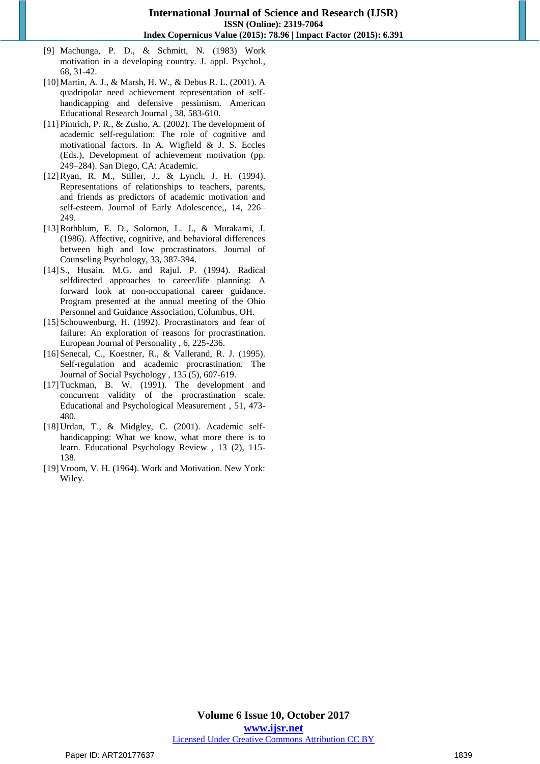[9] Machunga, P. D., & Schmitt, N. (1983) Work motivation in a developing country. J. appl. Psychol., 68, 31-42.

[10] Martin, A. J., & Marsh, H. W., & Debus R. L. (2001). A quadripolar need achievement representation of self-handicapping and defensive pessimism. American Educational Research Journal , 38, 583-610.

[11] Pintrich, P. R., & Zusho, A. (2002). The development of academic self-regulation: The role of cognitive and motivational factors. In A. Wigfield & J. S. Eccles (Eds.), Development of achievement motivation (pp. 249–284). San Diego, CA: Academic.

[12] Ryan, R. M., Stiller, J., & Lynch, J. H. (1994). Representations of relationships to teachers, parents, and friends as predictors of academic motivation and self-esteem. Journal of Early Adolescence,, 14, 226–249.

[13] Rothblum, E. D., Solomon, L. J., & Murakami, J. (1986). Affective, cognitive, and behavioral differences between high and low procrastinators. Journal of Counseling Psychology, 33, 387-394.

[14] S., Husain. M.G. and Rajul. P. (1994). Radical selfdirected approaches to career/life planning: A forward look at non-occupational career guidance. Program presented at the annual meeting of the Ohio Personnel and Guidance Association, Columbus, OH.

[15] Schouwenburg, H. (1992). Procrastinators and fear of failure: An exploration of reasons for procrastination. European Journal of Personality , 6, 225-236.

[16] Senecal, C., Koestner, R., & Vallerand, R. J. (1995). Self-regulation and academic procrastination. The Journal of Social Psychology , 135 (5), 607-619.

[17] Tuckman, B. W. (1991). The development and concurrent validity of the procrastination scale. Educational and Psychological Measurement , 51, 473-480.

[18] Urdan, T., & Midgley, C. (2001). Academic self-handicapping: What we know, what more there is to learn. Educational Psychology Review , 13 (2), 115-138.

[19] Vroom, V. H. (1964). Work and Motivation. New York: Wiley.